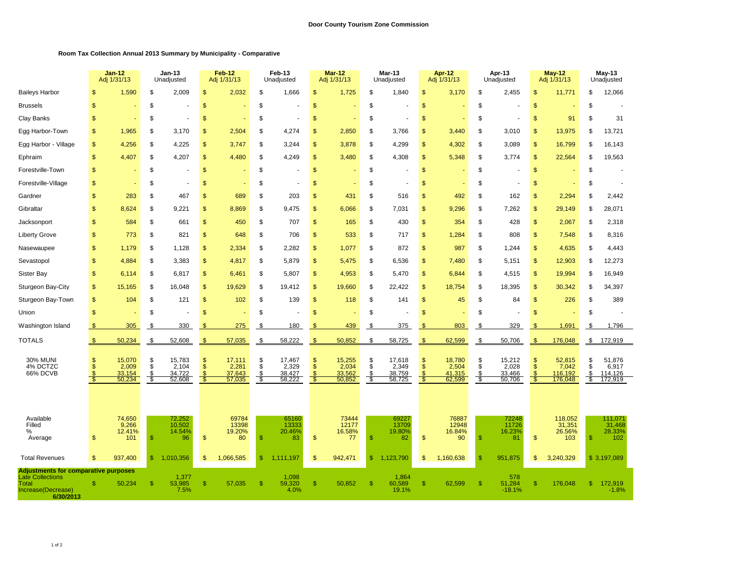**Door County Tourism Zone Commission**

**Room Tax Collection Annual 2013 Summary by Municipality - Comparative**

| | **Jan-12** Adj 1/31/13 | **Jan-13** Unadjusted | **Feb-12** Adj 1/31/13 | **Feb-13** Unadjusted | **Mar-12** Adj 1/31/13 | **Mar-13** Unadjusted | **Apr-12** Adj 1/31/13 | **Apr-13** Unadjusted | **May-12** Adj 1/31/13 | **May-13** Unadjusted |
|---|---|---|---|---|---|---|---|---|---|---|
| Baileys Harbor | $ 1,590 | $ 2,009 | $ 2,032 | $ 1,666 | $ 1,725 | $ 1,840 | $ 3,170 | $ 2,455 | $ 11,771 | $ 12,066 |
| Brussels | $ - | $ - | $ - | $ - | $ - | $ - | $ - | $ - | $ - | $ - |
| Clay Banks | $ - | $ - | $ - | $ - | $ - | $ - | $ - | $ - | $ 91 | $ 31 |
| Egg Harbor-Town | $ 1,965 | $ 3,170 | $ 2,504 | $ 4,274 | $ 2,850 | $ 3,766 | $ 3,440 | $ 3,010 | $ 13,975 | $ 13,721 |
| Egg Harbor - Village | $ 4,256 | $ 4,225 | $ 3,747 | $ 3,244 | $ 3,878 | $ 4,299 | $ 4,302 | $ 3,089 | $ 16,799 | $ 16,143 |
| Ephraim | $ 4,407 | $ 4,207 | $ 4,480 | $ 4,249 | $ 3,480 | $ 4,308 | $ 5,348 | $ 3,774 | $ 22,564 | $ 19,563 |
| Forestville-Town | $ - | $ - | $ - | $ - | $ - | $ - | $ - | $ - | $ - | $ - |
| Forestville-Village | $ - | $ - | $ - | $ - | $ - | $ - | $ - | $ - | $ - | $ - |
| Gardner | $ 283 | $ 467 | $ 689 | $ 203 | $ 431 | $ 516 | $ 492 | $ 162 | $ 2,294 | $ 2,442 |
| Gibraltar | $ 8,624 | $ 9,221 | $ 8,869 | $ 9,475 | $ 6,066 | $ 7,031 | $ 9,296 | $ 7,262 | $ 29,149 | $ 28,071 |
| Jacksonport | $ 584 | $ 661 | $ 450 | $ 707 | $ 165 | $ 430 | $ 354 | $ 428 | $ 2,067 | $ 2,318 |
| Liberty Grove | $ 773 | $ 821 | $ 648 | $ 706 | $ 533 | $ 717 | $ 1,284 | $ 808 | $ 7,548 | $ 8,316 |
| Nasewaupee | $ 1,179 | $ 1,128 | $ 2,334 | $ 2,282 | $ 1,077 | $ 872 | $ 987 | $ 1,244 | $ 4,635 | $ 4,443 |
| Sevastopol | $ 4,884 | $ 3,383 | $ 4,817 | $ 5,879 | $ 5,475 | $ 6,536 | $ 7,480 | $ 5,151 | $ 12,903 | $ 12,273 |
| Sister Bay | $ 6,114 | $ 6,817 | $ 6,461 | $ 5,807 | $ 4,953 | $ 5,470 | $ 6,844 | $ 4,515 | $ 19,994 | $ 16,949 |
| Sturgeon Bay-City | $ 15,165 | $ 16,048 | $ 19,629 | $ 19,412 | $ 19,660 | $ 22,422 | $ 18,754 | $ 18,395 | $ 30,342 | $ 34,397 |
| Sturgeon Bay-Town | $ 104 | $ 121 | $ 102 | $ 139 | $ 118 | $ 141 | $ 45 | $ 84 | $ 226 | $ 389 |
| Union | $ - | $ - | $ - | $ - | $ - | $ - | $ - | $ - | $ - | $ - |
| Washington Island | $ 305 | $ 330 | $ 275 | $ 180 | $ 439 | $ 375 | $ 803 | $ 329 | $ 1,691 | $ 1,796 |
| TOTALS | $ 50,234 | $ 52,608 | $ 57,035 | $ 58,222 | $ 50,852 | $ 58,725 | $ 62,599 | $ 50,706 | $ 176,048 | $ 172,919 |
| 30% MUNI | $ 15,070 | $ 15,783 | $ 17,111 | $ 17,467 | $ 15,255 | $ 17,618 | $ 18,780 | $ 15,212 | $ 52,815 | $ 51,876 |
| 4% DCTZC | $ 2,009 | $ 2,104 | $ 2,281 | $ 2,329 | $ 2,034 | $ 2,349 | $ 2,504 | $ 2,028 | $ 7,042 | $ 6,917 |
| 66% DCVB | $ 33,154 | $ 34,722 | $ 37,643 | $ 38,427 | $ 33,562 | $ 38,759 | $ 41,315 | $ 33,466 | $ 116,192 | $ 114,126 |
| | $ 50,234 | $ 52,608 | $ 57,035 | $ 58,222 | $ 50,852 | $ 58,725 | $ 62,599 | $ 50,706 | $ 176,048 | $ 172,919 |
| Available | 74,650 | 72,252 | 69784 | 65160 | 73444 | 69227 | 76887 | 72248 | 118,052 | 111,071 |
| Filled | 9,266 | 10,502 | 13398 | 13333 | 12177 | 13709 | 12948 | 11726 | 31,351 | 31,468 |
| % | 12.41% | 14.54% | 19.20% | 20.46% | 16.58% | 19.80% | 16.84% | 16.23% | 26.56% | 28.33% |
| Average | $ 101 | $ 96 | $ 80 | $ 83 | $ 77 | $ 82 | $ 90 | $ 81 | $ 103 | $ 102 |
| Total Revenues | $ 937,400 | $ 1,010,356 | $ 1,066,585 | $ 1,111,197 | $ 942,471 | $ 1,123,790 | $ 1,160,638 | $ 951,875 | $ 3,240,329 | $ 3,197,089 |
| **Adjustments for comparative purposes** | | | | | | | | | | |
| Late Collections | | 1,377 | | 1,098 | | 1,864 | | 578 | | |
| Total | $ 50,234 | $ 53,985 | $ 57,035 | $ 59,320 | $ 50,852 | $ 60,589 | $ 62,599 | $ 51,284 | $ 176,048 | $ 172,919 |
| Increase(Decrease) | | 7.5% | | 4.0% | | 19.1% | | -18.1% | | -1.8% |
| **6/30/2013** | | | | | | | | | | |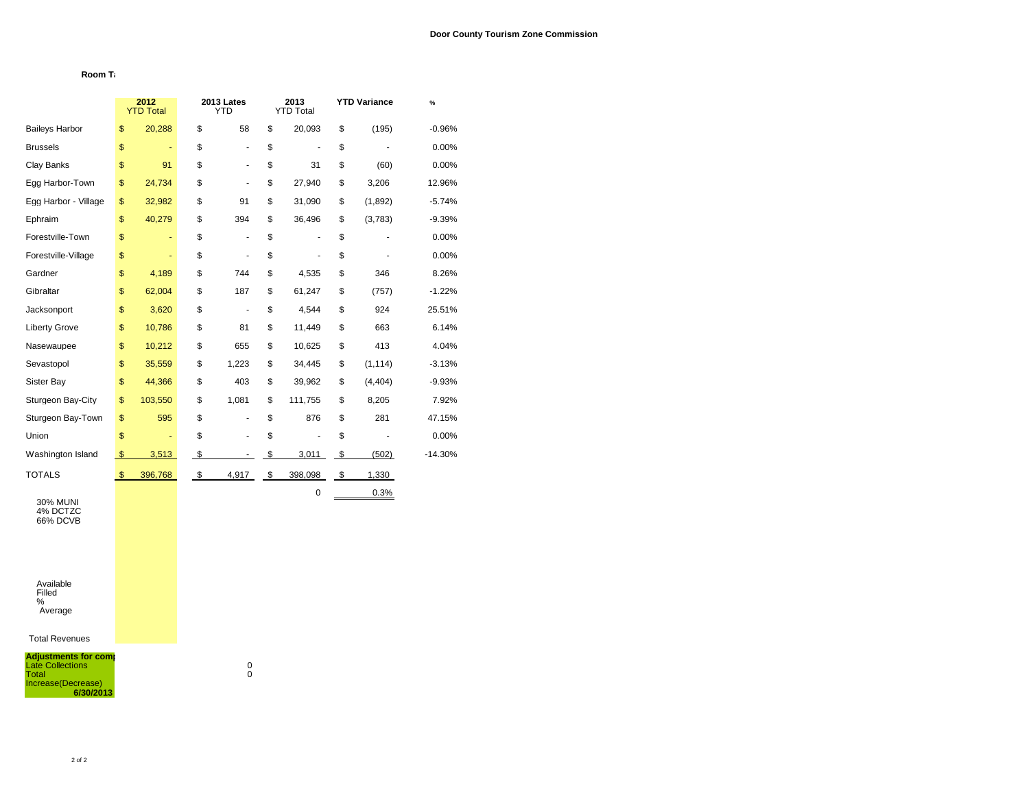**Door County Tourism Zone Commission**

**Room T**

| | 2012 YTD Total | 2013 Lates YTD | 2013 YTD Total | YTD Variance | % |
|---|---|---|---|---|---|
| Baileys Harbor | $ 20,288 | $ 58 | $ 20,093 | $ (195) | -0.96% |
| Brussels | $ - | $ - | $ - | $ - | 0.00% |
| Clay Banks | $ 91 | $ - | $ 31 | $ (60) | 0.00% |
| Egg Harbor-Town | $ 24,734 | $ - | $ 27,940 | $ 3,206 | 12.96% |
| Egg Harbor - Village | $ 32,982 | $ 91 | $ 31,090 | $ (1,892) | -5.74% |
| Ephraim | $ 40,279 | $ 394 | $ 36,496 | $ (3,783) | -9.39% |
| Forestville-Town | $ - | $ - | $ - | $ - | 0.00% |
| Forestville-Village | $ - | $ - | $ - | $ - | 0.00% |
| Gardner | $ 4,189 | $ 744 | $ 4,535 | $ 346 | 8.26% |
| Gibraltar | $ 62,004 | $ 187 | $ 61,247 | $ (757) | -1.22% |
| Jacksonport | $ 3,620 | $ - | $ 4,544 | $ 924 | 25.51% |
| Liberty Grove | $ 10,786 | $ 81 | $ 11,449 | $ 663 | 6.14% |
| Nasewaupee | $ 10,212 | $ 655 | $ 10,625 | $ 413 | 4.04% |
| Sevastopol | $ 35,559 | $ 1,223 | $ 34,445 | $ (1,114) | -3.13% |
| Sister Bay | $ 44,366 | $ 403 | $ 39,962 | $ (4,404) | -9.93% |
| Sturgeon Bay-City | $ 103,550 | $ 1,081 | $ 111,755 | $ 8,205 | 7.92% |
| Sturgeon Bay-Town | $ 595 | $ - | $ 876 | $ 281 | 47.15% |
| Union | $ - | $ - | $ - | $ - | 0.00% |
| Washington Island | $ 3,513 | $ - | $ 3,011 | $ (502) | -14.30% |
| TOTALS | $ 396,768 | $ 4,917 | $ 398,098 | $ 1,330 | |
| | | | 0 | 0.3% | |

30% MUNI
4% DCTZC
66% DCVB

Available
Filled
%
Average

Total Revenues

**Adjustments for com**
Late Collections 0
Total 0
Increase(Decrease)
**6/30/2013**